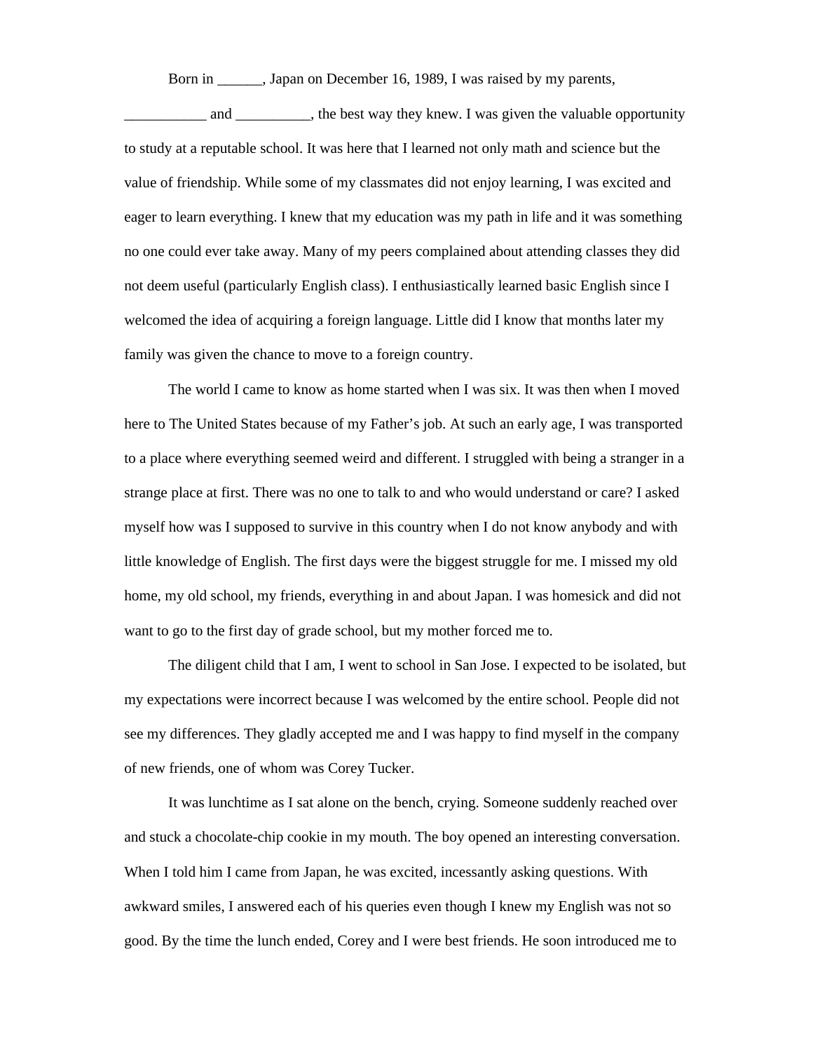Born in ______, Japan on December 16, 1989, I was raised by my parents, ___________ and __________, the best way they knew. I was given the valuable opportunity to study at a reputable school. It was here that I learned not only math and science but the value of friendship. While some of my classmates did not enjoy learning, I was excited and eager to learn everything. I knew that my education was my path in life and it was something no one could ever take away. Many of my peers complained about attending classes they did not deem useful (particularly English class). I enthusiastically learned basic English since I welcomed the idea of acquiring a foreign language. Little did I know that months later my family was given the chance to move to a foreign country.

The world I came to know as home started when I was six. It was then when I moved here to The United States because of my Father's job. At such an early age, I was transported to a place where everything seemed weird and different. I struggled with being a stranger in a strange place at first. There was no one to talk to and who would understand or care? I asked myself how was I supposed to survive in this country when I do not know anybody and with little knowledge of English. The first days were the biggest struggle for me. I missed my old home, my old school, my friends, everything in and about Japan. I was homesick and did not want to go to the first day of grade school, but my mother forced me to.

The diligent child that I am, I went to school in San Jose. I expected to be isolated, but my expectations were incorrect because I was welcomed by the entire school. People did not see my differences. They gladly accepted me and I was happy to find myself in the company of new friends, one of whom was Corey Tucker.

It was lunchtime as I sat alone on the bench, crying. Someone suddenly reached over and stuck a chocolate-chip cookie in my mouth. The boy opened an interesting conversation. When I told him I came from Japan, he was excited, incessantly asking questions. With awkward smiles, I answered each of his queries even though I knew my English was not so good. By the time the lunch ended, Corey and I were best friends. He soon introduced me to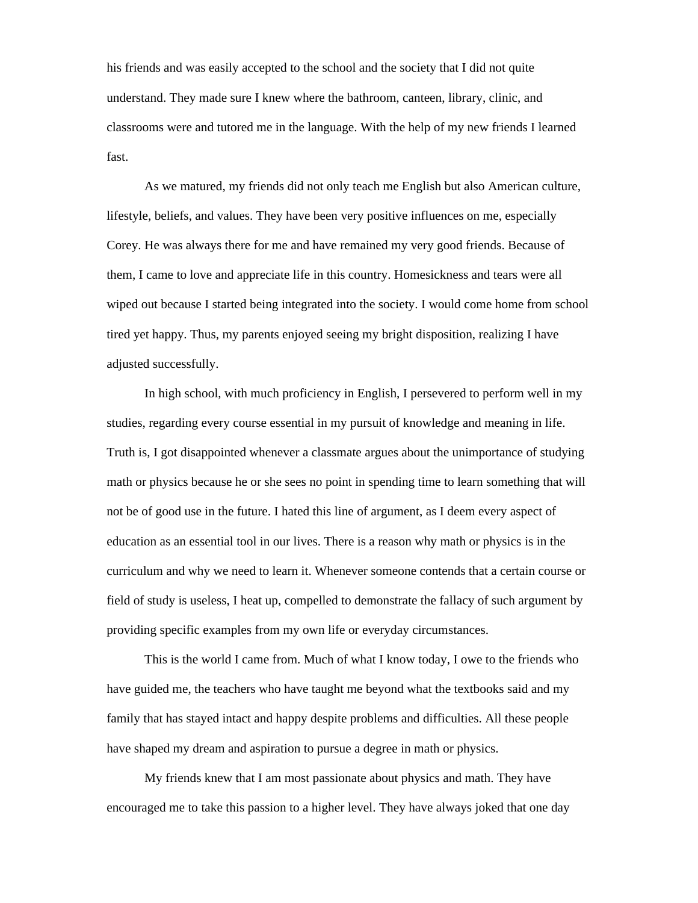his friends and was easily accepted to the school and the society that I did not quite understand. They made sure I knew where the bathroom, canteen, library, clinic, and classrooms were and tutored me in the language. With the help of my new friends I learned fast.

As we matured, my friends did not only teach me English but also American culture, lifestyle, beliefs, and values. They have been very positive influences on me, especially Corey. He was always there for me and have remained my very good friends. Because of them, I came to love and appreciate life in this country. Homesickness and tears were all wiped out because I started being integrated into the society. I would come home from school tired yet happy. Thus, my parents enjoyed seeing my bright disposition, realizing I have adjusted successfully.

In high school, with much proficiency in English, I persevered to perform well in my studies, regarding every course essential in my pursuit of knowledge and meaning in life. Truth is, I got disappointed whenever a classmate argues about the unimportance of studying math or physics because he or she sees no point in spending time to learn something that will not be of good use in the future. I hated this line of argument, as I deem every aspect of education as an essential tool in our lives. There is a reason why math or physics is in the curriculum and why we need to learn it. Whenever someone contends that a certain course or field of study is useless, I heat up, compelled to demonstrate the fallacy of such argument by providing specific examples from my own life or everyday circumstances.

This is the world I came from. Much of what I know today, I owe to the friends who have guided me, the teachers who have taught me beyond what the textbooks said and my family that has stayed intact and happy despite problems and difficulties. All these people have shaped my dream and aspiration to pursue a degree in math or physics.

My friends knew that I am most passionate about physics and math. They have encouraged me to take this passion to a higher level. They have always joked that one day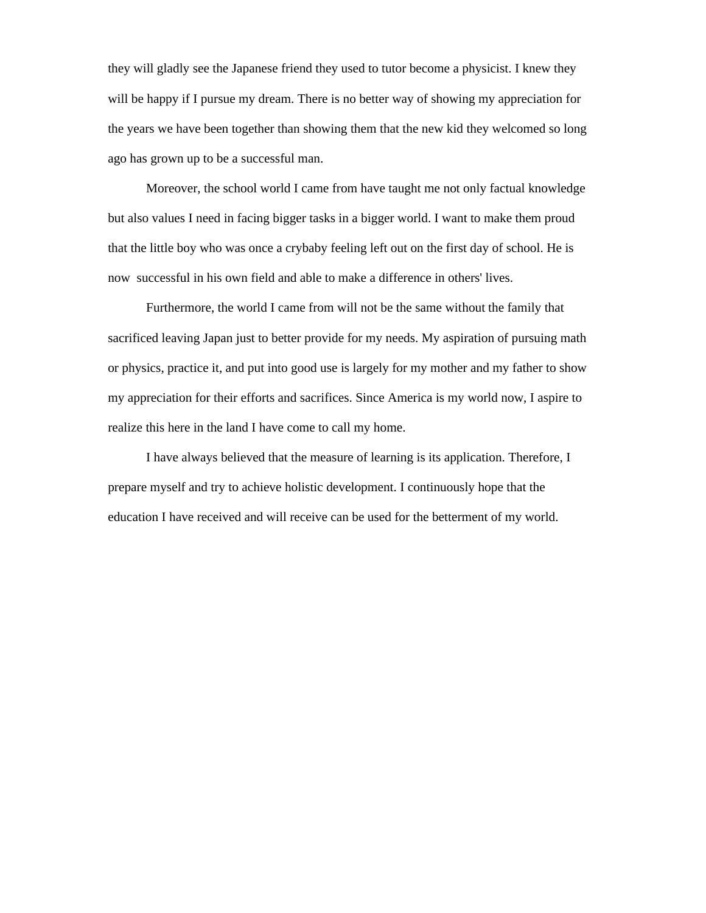they will gladly see the Japanese friend they used to tutor become a physicist. I knew they will be happy if I pursue my dream. There is no better way of showing my appreciation for the years we have been together than showing them that the new kid they welcomed so long ago has grown up to be a successful man.

Moreover, the school world I came from have taught me not only factual knowledge but also values I need in facing bigger tasks in a bigger world. I want to make them proud that the little boy who was once a crybaby feeling left out on the first day of school. He is now successful in his own field and able to make a difference in others' lives.

Furthermore, the world I came from will not be the same without the family that sacrificed leaving Japan just to better provide for my needs. My aspiration of pursuing math or physics, practice it, and put into good use is largely for my mother and my father to show my appreciation for their efforts and sacrifices. Since America is my world now, I aspire to realize this here in the land I have come to call my home.

I have always believed that the measure of learning is its application. Therefore, I prepare myself and try to achieve holistic development. I continuously hope that the education I have received and will receive can be used for the betterment of my world.